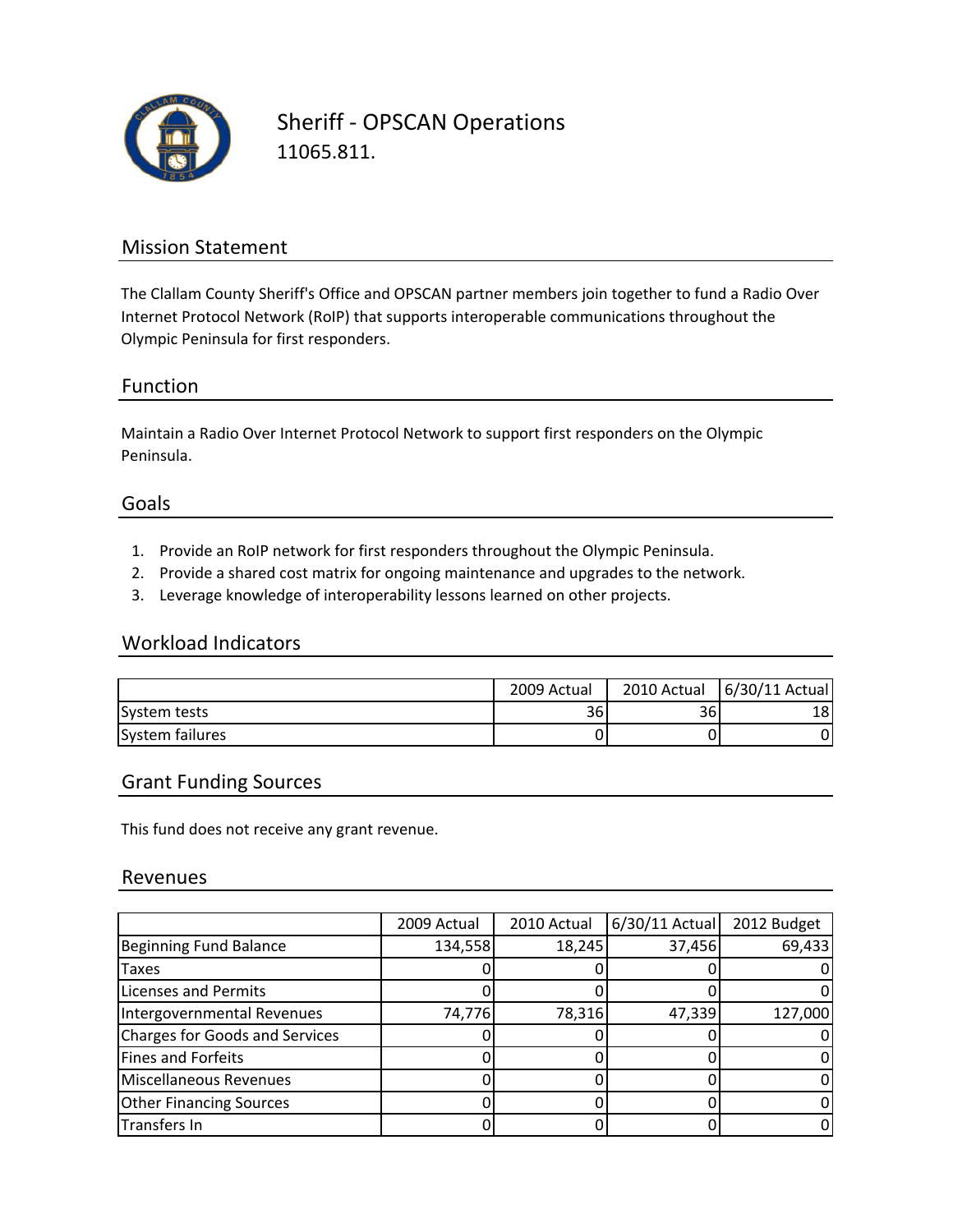# Sheriff - OPSCAN Operations

11065.811.

## Mission Statement

The Clallam County Sheriff's Office and OPSCAN partner members join together to fund a Radio Over Internet Protocol Network (RoIP) that supports interoperable communications throughout the Olympic Peninsula for first responders.

## Function

Maintain a Radio Over Internet Protocol Network to support first responders on the Olympic Peninsula.

## Goals

1. Provide an RoIP network for first responders throughout the Olympic Peninsula.
2. Provide a shared cost matrix for ongoing maintenance and upgrades to the network.
3. Leverage knowledge of interoperability lessons learned on other projects.

## Workload Indicators

| | 2009 Actual | 2010 Actual | 6/30/11 Actual |
|---|---|---|---|
| System tests | 36 | 36 | 18 |
| System failures | 0 | 0 | 0 |

## Grant Funding Sources

This fund does not receive any grant revenue.

## Revenues

| | 2009 Actual | 2010 Actual | 6/30/11 Actual | 2012 Budget |
|---|---|---|---|---|
| Beginning Fund Balance | 134,558 | 18,245 | 37,456 | 69,433 |
| Taxes | 0 | 0 | 0 | 0 |
| Licenses and Permits | 0 | 0 | 0 | 0 |
| Intergovernmental Revenues | 74,776 | 78,316 | 47,339 | 127,000 |
| Charges for Goods and Services | 0 | 0 | 0 | 0 |
| Fines and Forfeits | 0 | 0 | 0 | 0 |
| Miscellaneous Revenues | 0 | 0 | 0 | 0 |
| Other Financing Sources | 0 | 0 | 0 | 0 |
| Transfers In | 0 | 0 | 0 | 0 |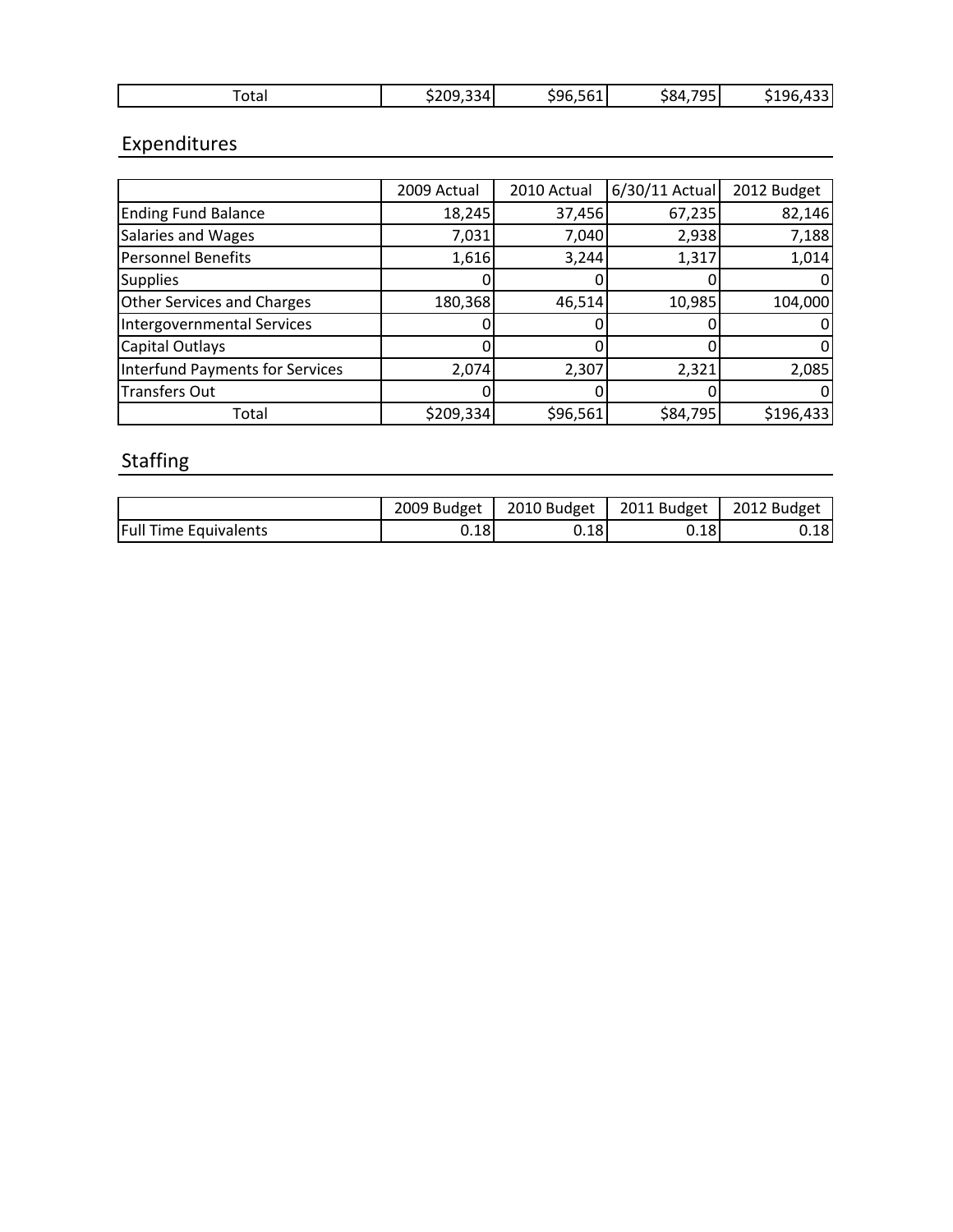| | | | | |
|---|---|---|---|---|
| Total | $209,334 | $96,561 | $84,795 | $196,433 |

## Expenditures

| | 2009 Actual | 2010 Actual | 6/30/11 Actual | 2012 Budget |
|---|---|---|---|---|
| Ending Fund Balance | 18,245 | 37,456 | 67,235 | 82,146 |
| Salaries and Wages | 7,031 | 7,040 | 2,938 | 7,188 |
| Personnel Benefits | 1,616 | 3,244 | 1,317 | 1,014 |
| Supplies | 0 | 0 | 0 | 0 |
| Other Services and Charges | 180,368 | 46,514 | 10,985 | 104,000 |
| Intergovernmental Services | 0 | 0 | 0 | 0 |
| Capital Outlays | 0 | 0 | 0 | 0 |
| Interfund Payments for Services | 2,074 | 2,307 | 2,321 | 2,085 |
| Transfers Out | 0 | 0 | 0 | 0 |
| Total | $209,334 | $96,561 | $84,795 | $196,433 |

## Staffing

| | 2009 Budget | 2010 Budget | 2011 Budget | 2012 Budget |
|---|---|---|---|---|
| Full Time Equivalents | 0.18 | 0.18 | 0.18 | 0.18 |